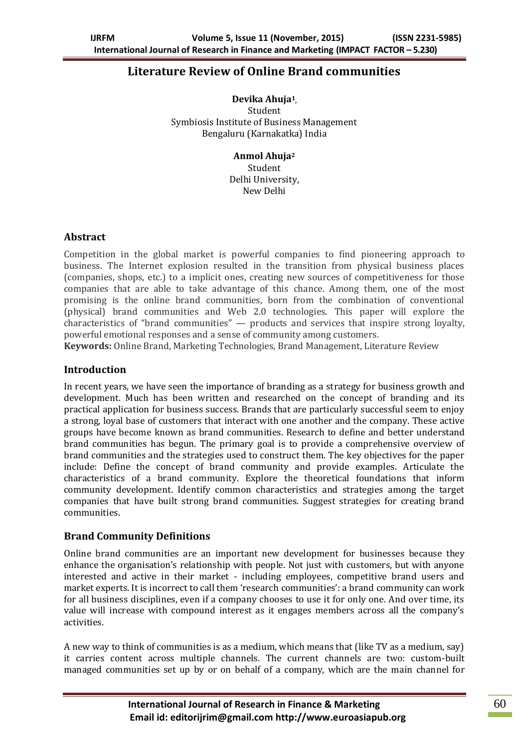# Literature Review of Online Brand communities

**Devika Ahuja**[1],
Student
Symbiosis Institute of Business Management
Bengaluru (Karnakatka) India

**Anmol Ahuja**[2]
Student
Delhi University,
New Delhi

## Abstract

Competition in the global market is powerful companies to find pioneering approach to business. The Internet explosion resulted in the transition from physical business places (companies, shops, etc.) to a implicit ones, creating new sources of competitiveness for those companies that are able to take advantage of this chance. Among them, one of the most promising is the online brand communities, born from the combination of conventional (physical) brand communities and Web 2.0 technologies. This paper will explore the characteristics of "brand communities" — products and services that inspire strong loyalty, powerful emotional responses and a sense of community among customers.

**Keywords:** Online Brand, Marketing Technologies, Brand Management, Literature Review

## Introduction

In recent years, we have seen the importance of branding as a strategy for business growth and development. Much has been written and researched on the concept of branding and its practical application for business success. Brands that are particularly successful seem to enjoy a strong, loyal base of customers that interact with one another and the company. These active groups have become known as brand communities. Research to define and better understand brand communities has begun. The primary goal is to provide a comprehensive overview of brand communities and the strategies used to construct them. The key objectives for the paper include: Define the concept of brand community and provide examples. Articulate the characteristics of a brand community. Explore the theoretical foundations that inform community development. Identify common characteristics and strategies among the target companies that have built strong brand communities. Suggest strategies for creating brand communities.

## Brand Community Definitions

Online brand communities are an important new development for businesses because they enhance the organisation's relationship with people. Not just with customers, but with anyone interested and active in their market - including employees, competitive brand users and market experts. It is incorrect to call them 'research communities': a brand community can work for all business disciplines, even if a company chooses to use it for only one. And over time, its value will increase with compound interest as it engages members across all the company's activities.

A new way to think of communities is as a medium, which means that (like TV as a medium, say) it carries content across multiple channels. The current channels are two: custom-built managed communities set up by or on behalf of a company, which are the main channel for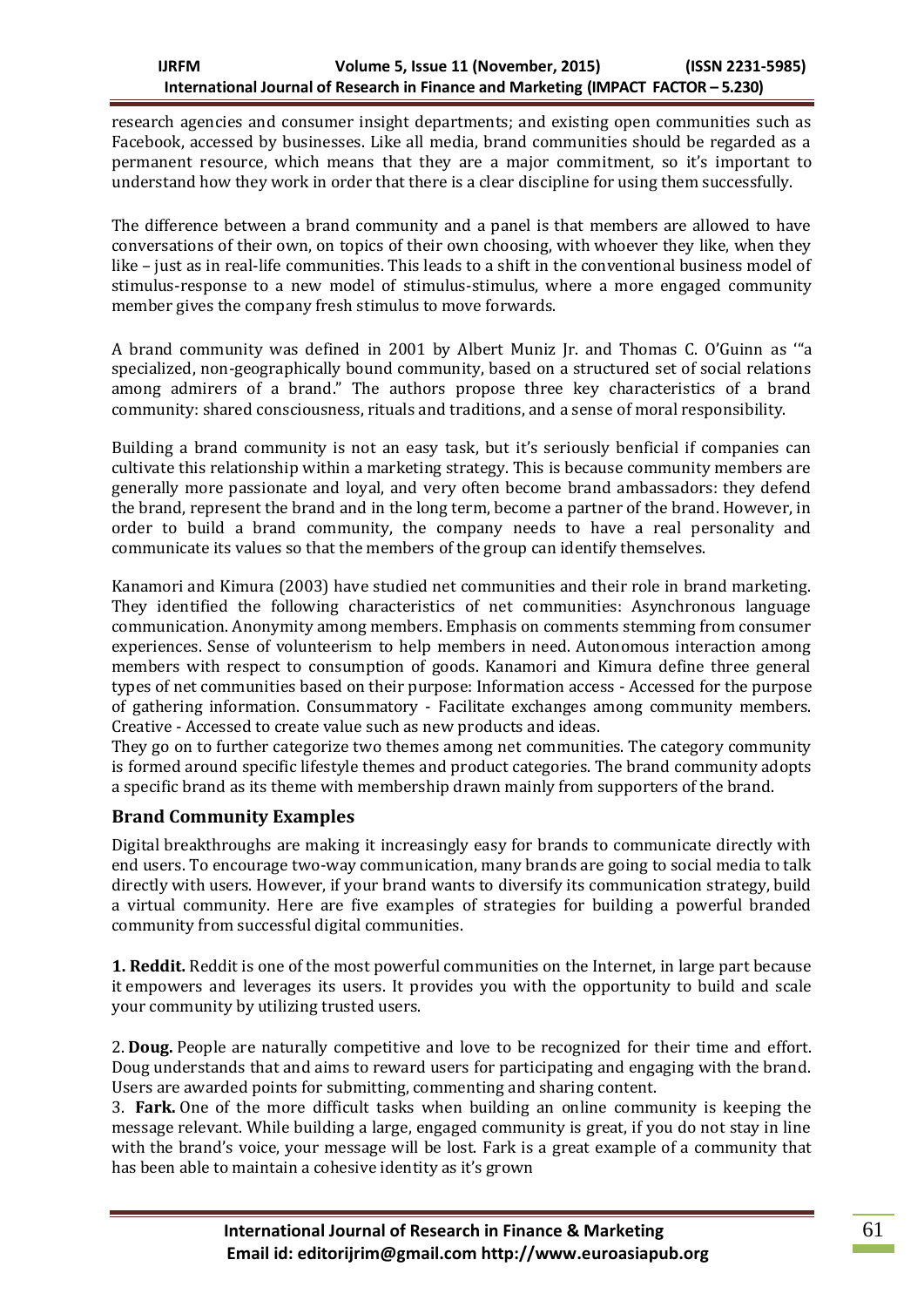research agencies and consumer insight departments; and existing open communities such as Facebook, accessed by businesses. Like all media, brand communities should be regarded as a permanent resource, which means that they are a major commitment, so it's important to understand how they work in order that there is a clear discipline for using them successfully.

The difference between a brand community and a panel is that members are allowed to have conversations of their own, on topics of their own choosing, with whoever they like, when they like – just as in real-life communities. This leads to a shift in the conventional business model of stimulus-response to a new model of stimulus-stimulus, where a more engaged community member gives the company fresh stimulus to move forwards.

A brand community was defined in 2001 by Albert Muniz Jr. and Thomas C. O'Guinn as '"a specialized, non-geographically bound community, based on a structured set of social relations among admirers of a brand." The authors propose three key characteristics of a brand community: shared consciousness, rituals and traditions, and a sense of moral responsibility.

Building a brand community is not an easy task, but it's seriously benficial if companies can cultivate this relationship within a marketing strategy. This is because community members are generally more passionate and loyal, and very often become brand ambassadors: they defend the brand, represent the brand and in the long term, become a partner of the brand. However, in order to build a brand community, the company needs to have a real personality and communicate its values so that the members of the group can identify themselves.

Kanamori and Kimura (2003) have studied net communities and their role in brand marketing. They identified the following characteristics of net communities: Asynchronous language communication. Anonymity among members. Emphasis on comments stemming from consumer experiences. Sense of volunteerism to help members in need. Autonomous interaction among members with respect to consumption of goods. Kanamori and Kimura define three general types of net communities based on their purpose: Information access - Accessed for the purpose of gathering information. Consummatory - Facilitate exchanges among community members. Creative - Accessed to create value such as new products and ideas.
They go on to further categorize two themes among net communities. The category community is formed around specific lifestyle themes and product categories. The brand community adopts a specific brand as its theme with membership drawn mainly from supporters of the brand.

## Brand Community Examples

Digital breakthroughs are making it increasingly easy for brands to communicate directly with end users. To encourage two-way communication, many brands are going to social media to talk directly with users. However, if your brand wants to diversify its communication strategy, build a virtual community. Here are five examples of strategies for building a powerful branded community from successful digital communities.

**1. Reddit.** Reddit is one of the most powerful communities on the Internet, in large part because it empowers and leverages its users. It provides you with the opportunity to build and scale your community by utilizing trusted users.

2. **Doug.** People are naturally competitive and love to be recognized for their time and effort. Doug understands that and aims to reward users for participating and engaging with the brand. Users are awarded points for submitting, commenting and sharing content.

3. **Fark.** One of the more difficult tasks when building an online community is keeping the message relevant. While building a large, engaged community is great, if you do not stay in line with the brand's voice, your message will be lost. Fark is a great example of a community that has been able to maintain a cohesive identity as it's grown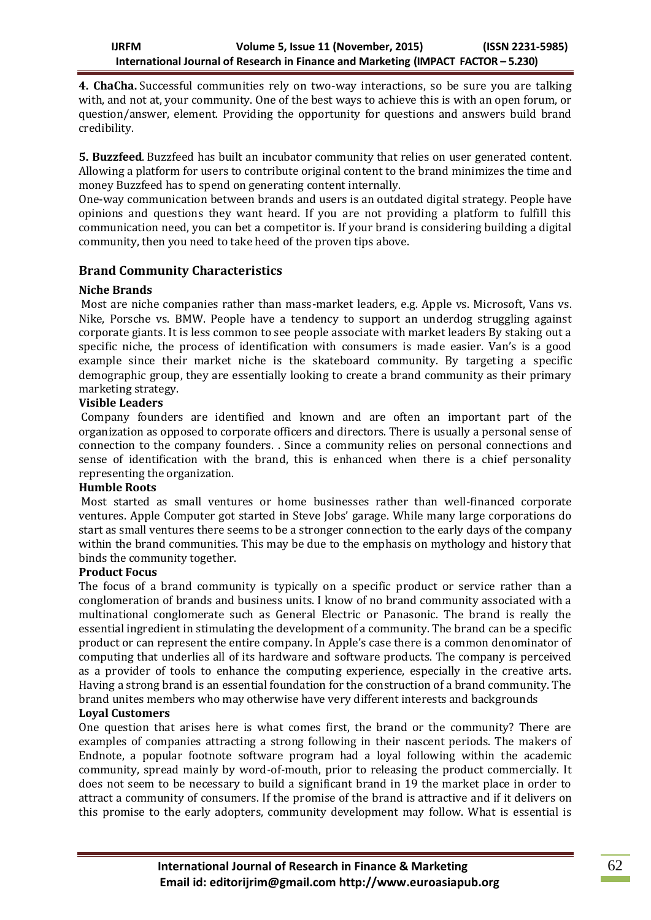**4. ChaCha.** Successful communities rely on two-way interactions, so be sure you are talking with, and not at, your community. One of the best ways to achieve this is with an open forum, or question/answer, element. Providing the opportunity for questions and answers build brand credibility.

**5. Buzzfeed**. Buzzfeed has built an incubator community that relies on user generated content. Allowing a platform for users to contribute original content to the brand minimizes the time and money Buzzfeed has to spend on generating content internally.

One-way communication between brands and users is an outdated digital strategy. People have opinions and questions they want heard. If you are not providing a platform to fulfill this communication need, you can bet a competitor is. If your brand is considering building a digital community, then you need to take heed of the proven tips above.

## Brand Community Characteristics

**Niche Brands**

Most are niche companies rather than mass-market leaders, e.g. Apple vs. Microsoft, Vans vs. Nike, Porsche vs. BMW. People have a tendency to support an underdog struggling against corporate giants. It is less common to see people associate with market leaders By staking out a specific niche, the process of identification with consumers is made easier. Van's is a good example since their market niche is the skateboard community. By targeting a specific demographic group, they are essentially looking to create a brand community as their primary marketing strategy.

**Visible Leaders**

Company founders are identified and known and are often an important part of the organization as opposed to corporate officers and directors. There is usually a personal sense of connection to the company founders. . Since a community relies on personal connections and sense of identification with the brand, this is enhanced when there is a chief personality representing the organization.

**Humble Roots**

Most started as small ventures or home businesses rather than well-financed corporate ventures. Apple Computer got started in Steve Jobs' garage. While many large corporations do start as small ventures there seems to be a stronger connection to the early days of the company within the brand communities. This may be due to the emphasis on mythology and history that binds the community together.

**Product Focus**

The focus of a brand community is typically on a specific product or service rather than a conglomeration of brands and business units. I know of no brand community associated with a multinational conglomerate such as General Electric or Panasonic. The brand is really the essential ingredient in stimulating the development of a community. The brand can be a specific product or can represent the entire company. In Apple's case there is a common denominator of computing that underlies all of its hardware and software products. The company is perceived as a provider of tools to enhance the computing experience, especially in the creative arts. Having a strong brand is an essential foundation for the construction of a brand community. The brand unites members who may otherwise have very different interests and backgrounds

**Loyal Customers**

One question that arises here is what comes first, the brand or the community? There are examples of companies attracting a strong following in their nascent periods. The makers of Endnote, a popular footnote software program had a loyal following within the academic community, spread mainly by word-of-mouth, prior to releasing the product commercially. It does not seem to be necessary to build a significant brand in 19 the market place in order to attract a community of consumers. If the promise of the brand is attractive and if it delivers on this promise to the early adopters, community development may follow. What is essential is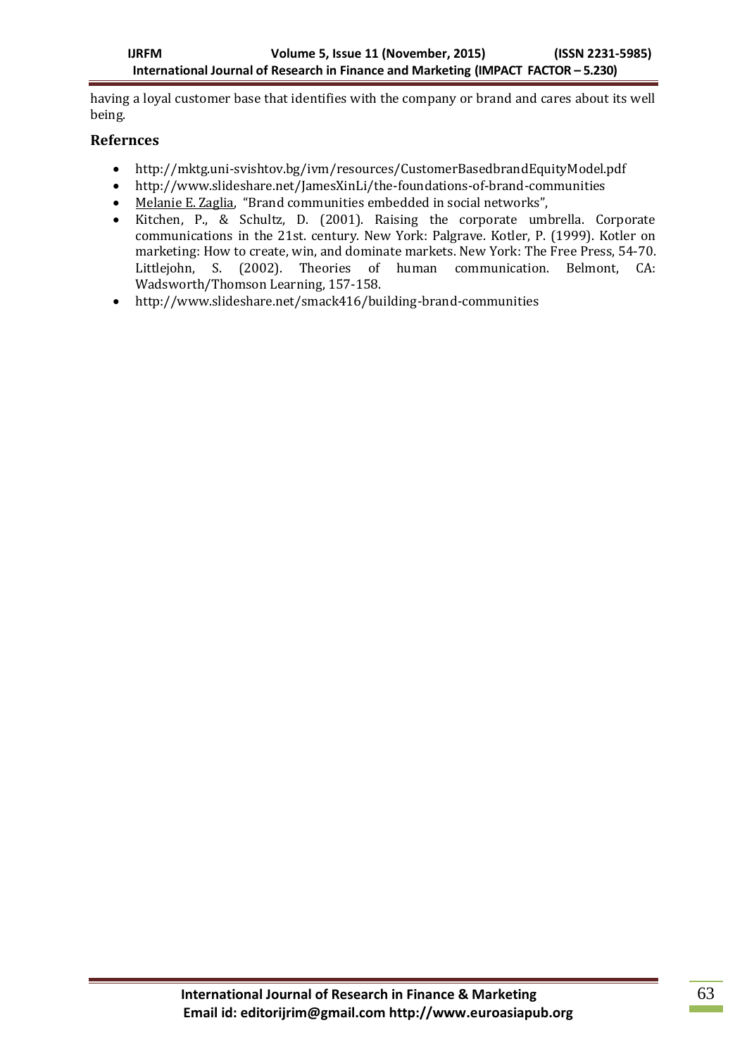having a loyal customer base that identifies with the company or brand and cares about its well being.

## Refernces

- http://mktg.uni-svishtov.bg/ivm/resources/CustomerBasedbrandEquityModel.pdf
- http://www.slideshare.net/JamesXinLi/the-foundations-of-brand-communities
- Melanie E. Zaglia, "Brand communities embedded in social networks",
- Kitchen, P., & Schultz, D. (2001). Raising the corporate umbrella. Corporate communications in the 21st. century. New York: Palgrave. Kotler, P. (1999). Kotler on marketing: How to create, win, and dominate markets. New York: The Free Press, 54-70. Littlejohn, S. (2002). Theories of human communication. Belmont, CA: Wadsworth/Thomson Learning, 157-158.
- http://www.slideshare.net/smack416/building-brand-communities